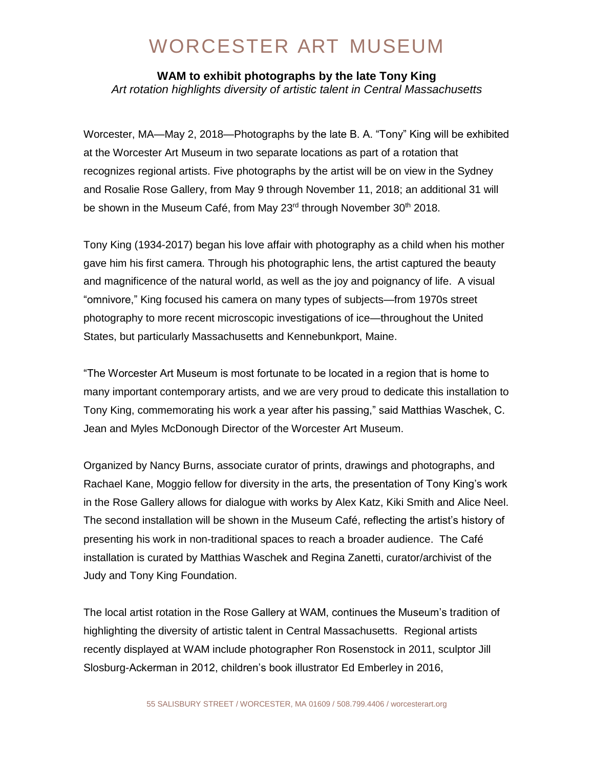# WORCESTER ART MUSEUM

**WAM to exhibit photographs by the late Tony King**

*Art rotation highlights diversity of artistic talent in Central Massachusetts*

Worcester, MA—May 2, 2018—Photographs by the late B. A. "Tony" King will be exhibited at the Worcester Art Museum in two separate locations as part of a rotation that recognizes regional artists. Five photographs by the artist will be on view in the Sydney and Rosalie Rose Gallery, from May 9 through November 11, 2018; an additional 31 will be shown in the Museum Café, from May 23rd through November 30th 2018.

Tony King (1934-2017) began his love affair with photography as a child when his mother gave him his first camera. Through his photographic lens, the artist captured the beauty and magnificence of the natural world, as well as the joy and poignancy of life. A visual "omnivore," King focused his camera on many types of subjects—from 1970s street photography to more recent microscopic investigations of ice—throughout the United States, but particularly Massachusetts and Kennebunkport, Maine.

"The Worcester Art Museum is most fortunate to be located in a region that is home to many important contemporary artists, and we are very proud to dedicate this installation to Tony King, commemorating his work a year after his passing," said Matthias Waschek, C. Jean and Myles McDonough Director of the Worcester Art Museum.

Organized by Nancy Burns, associate curator of prints, drawings and photographs, and Rachael Kane, Moggio fellow for diversity in the arts, the presentation of Tony King's work in the Rose Gallery allows for dialogue with works by Alex Katz, Kiki Smith and Alice Neel. The second installation will be shown in the Museum Café, reflecting the artist's history of presenting his work in non-traditional spaces to reach a broader audience. The Café installation is curated by Matthias Waschek and Regina Zanetti, curator/archivist of the Judy and Tony King Foundation.

The local artist rotation in the Rose Gallery at WAM, continues the Museum's tradition of highlighting the diversity of artistic talent in Central Massachusetts. Regional artists recently displayed at WAM include photographer Ron Rosenstock in 2011, sculptor Jill Slosburg-Ackerman in 2012, children's book illustrator Ed Emberley in 2016,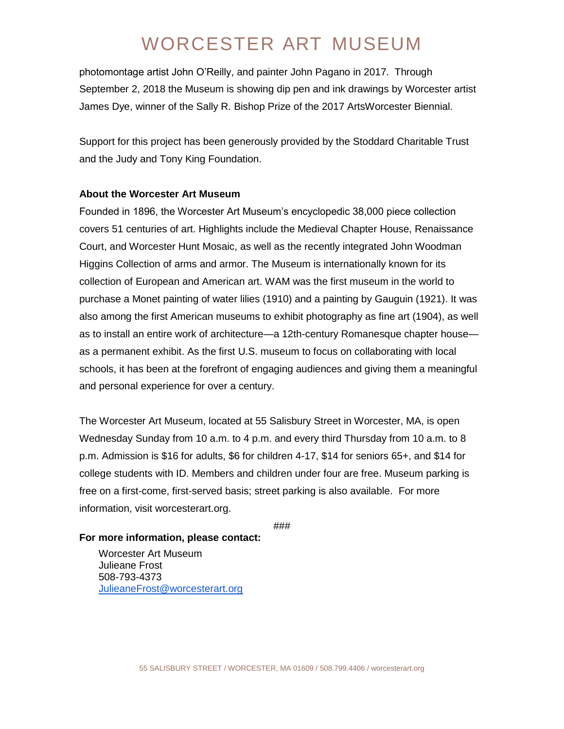photomontage artist John O'Reilly, and painter John Pagano in 2017. Through September 2, 2018 the Museum is showing dip pen and ink drawings by Worcester artist James Dye, winner of the Sally R. Bishop Prize of the 2017 ArtsWorcester Biennial.

Support for this project has been generously provided by the Stoddard Charitable Trust and the Judy and Tony King Foundation.

**About the Worcester Art Museum**

Founded in 1896, the Worcester Art Museum's encyclopedic 38,000 piece collection covers 51 centuries of art. Highlights include the Medieval Chapter House, Renaissance Court, and Worcester Hunt Mosaic, as well as the recently integrated John Woodman Higgins Collection of arms and armor. The Museum is internationally known for its collection of European and American art. WAM was the first museum in the world to purchase a Monet painting of water lilies (1910) and a painting by Gauguin (1921). It was also among the first American museums to exhibit photography as fine art (1904), as well as to install an entire work of architecture—a 12th-century Romanesque chapter house—as a permanent exhibit. As the first U.S. museum to focus on collaborating with local schools, it has been at the forefront of engaging audiences and giving them a meaningful and personal experience for over a century.

The Worcester Art Museum, located at 55 Salisbury Street in Worcester, MA, is open Wednesday Sunday from 10 a.m. to 4 p.m. and every third Thursday from 10 a.m. to 8 p.m. Admission is $16 for adults, $6 for children 4-17, $14 for seniors 65+, and $14 for college students with ID. Members and children under four are free. Museum parking is free on a first-come, first-served basis; street parking is also available. For more information, visit worcesterart.org.

###

**For more information, please contact:**

Worcester Art Museum
Julieane Frost
508-793-4373
JulieaneFrost@worcesterart.org